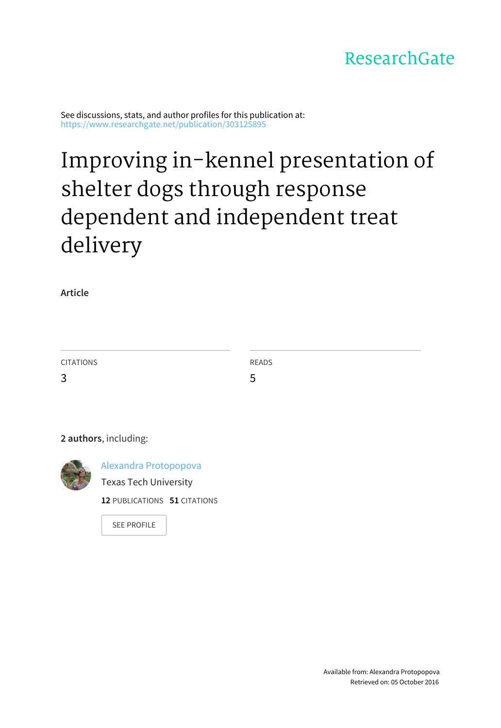ResearchGate

See discussions, stats, and author profiles for this publication at: https://www.researchgate.net/publication/303125895

# Improving in-kennel presentation of shelter dogs through response dependent and independent treat delivery

**Article**

CITATIONS
3

READS
5

**2 authors**, including:

Alexandra Protopopova
Texas Tech University
**12** PUBLICATIONS **51** CITATIONS

SEE PROFILE

Available from: Alexandra Protopopova
Retrieved on: 05 October 2016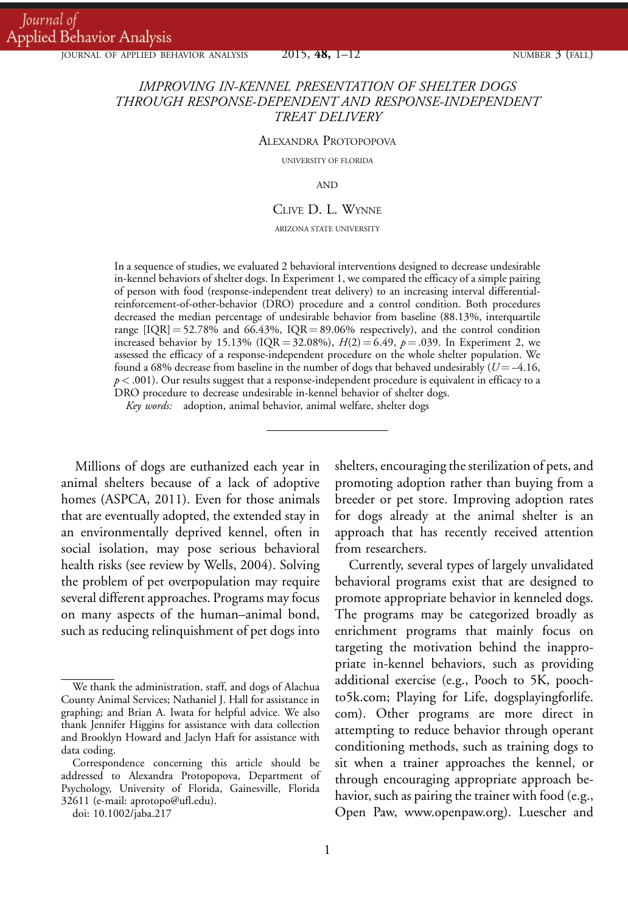# IMPROVING IN-KENNEL PRESENTATION OF SHELTER DOGS THROUGH RESPONSE-DEPENDENT AND RESPONSE-INDEPENDENT TREAT DELIVERY

ALEXANDRA PROTOPOPOVA

UNIVERSITY OF FLORIDA

AND

CLIVE D. L. WYNNE

ARIZONA STATE UNIVERSITY

In a sequence of studies, we evaluated 2 behavioral interventions designed to decrease undesirable in-kennel behaviors of shelter dogs. In Experiment 1, we compared the efficacy of a simple pairing of person with food (response-independent treat delivery) to an increasing interval differential-reinforcement-of-other-behavior (DRO) procedure and a control condition. Both procedures decreased the median percentage of undesirable behavior from baseline (88.13%, interquartile range [IQR] = 52.78% and 66.43%, IQR = 89.06% respectively), and the control condition increased behavior by 15.13% (IQR = 32.08%), $H(2) = 6.49$, $p = .039$. In Experiment 2, we assessed the efficacy of a response-independent procedure on the whole shelter population. We found a 68% decrease from baseline in the number of dogs that behaved undesirably ($U = -4.16$, $p < .001$). Our results suggest that a response-independent procedure is equivalent in efficacy to a DRO procedure to decrease undesirable in-kennel behavior of shelter dogs.

*Key words:* adoption, animal behavior, animal welfare, shelter dogs

---

Millions of dogs are euthanized each year in animal shelters because of a lack of adoptive homes (ASPCA, 2011). Even for those animals that are eventually adopted, the extended stay in an environmentally deprived kennel, often in social isolation, may pose serious behavioral health risks (see review by Wells, 2004). Solving the problem of pet overpopulation may require several different approaches. Programs may focus on many aspects of the human–animal bond, such as reducing relinquishment of pet dogs into shelters, encouraging the sterilization of pets, and promoting adoption rather than buying from a breeder or pet store. Improving adoption rates for dogs already at the animal shelter is an approach that has recently received attention from researchers.

Currently, several types of largely unvalidated behavioral programs exist that are designed to promote appropriate behavior in kenneled dogs. The programs may be categorized broadly as enrichment programs that mainly focus on targeting the motivation behind the inappropriate in-kennel behaviors, such as providing additional exercise (e.g., Pooch to 5K, pooch-to5k.com; Playing for Life, dogsplayingforlife.com). Other programs are more direct in attempting to reduce behavior through operant conditioning methods, such as training dogs to sit when a trainer approaches the kennel, or through encouraging appropriate approach behavior, such as pairing the trainer with food (e.g., Open Paw, www.openpaw.org). Luescher and

---

We thank the administration, staff, and dogs of Alachua County Animal Services; Nathaniel J. Hall for assistance in graphing; and Brian A. Iwata for helpful advice. We also thank Jennifer Higgins for assistance with data collection and Brooklyn Howard and Jaclyn Haft for assistance with data coding.

Correspondence concerning this article should be addressed to Alexandra Protopopova, Department of Psychology, University of Florida, Gainesville, Florida 32611 (e-mail: aprotopo@ufl.edu).

doi: 10.1002/jaba.217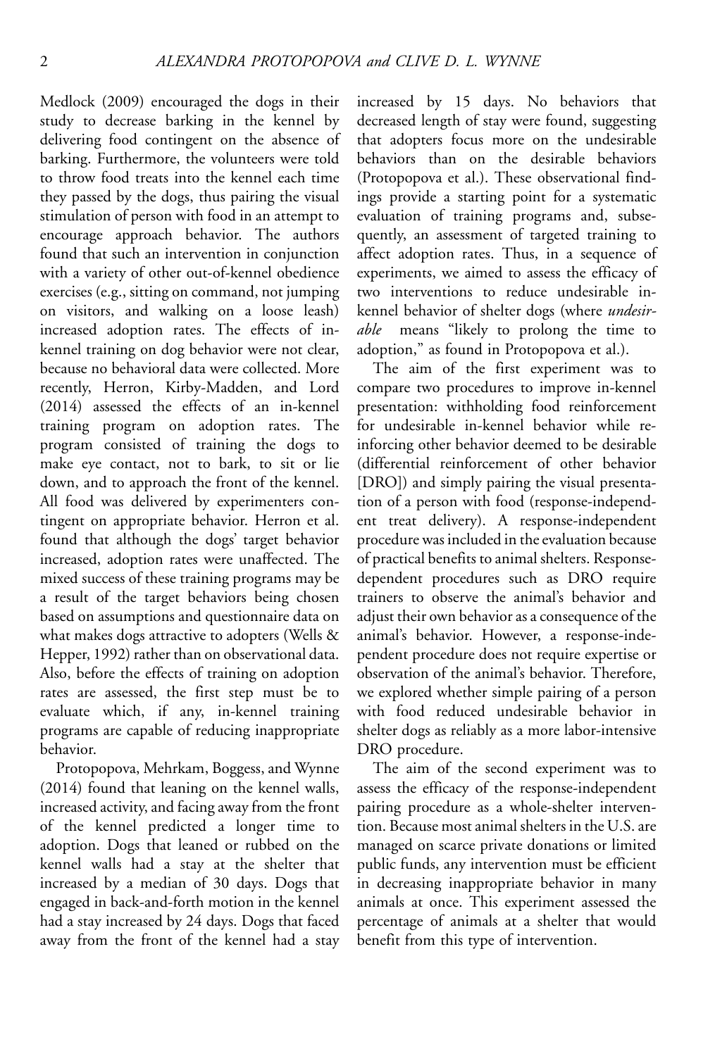Medlock (2009) encouraged the dogs in their study to decrease barking in the kennel by delivering food contingent on the absence of barking. Furthermore, the volunteers were told to throw food treats into the kennel each time they passed by the dogs, thus pairing the visual stimulation of person with food in an attempt to encourage approach behavior. The authors found that such an intervention in conjunction with a variety of other out-of-kennel obedience exercises (e.g., sitting on command, not jumping on visitors, and walking on a loose leash) increased adoption rates. The effects of in-kennel training on dog behavior were not clear, because no behavioral data were collected. More recently, Herron, Kirby-Madden, and Lord (2014) assessed the effects of an in-kennel training program on adoption rates. The program consisted of training the dogs to make eye contact, not to bark, to sit or lie down, and to approach the front of the kennel. All food was delivered by experimenters contingent on appropriate behavior. Herron et al. found that although the dogs' target behavior increased, adoption rates were unaffected. The mixed success of these training programs may be a result of the target behaviors being chosen based on assumptions and questionnaire data on what makes dogs attractive to adopters (Wells & Hepper, 1992) rather than on observational data. Also, before the effects of training on adoption rates are assessed, the first step must be to evaluate which, if any, in-kennel training programs are capable of reducing inappropriate behavior.

Protopopova, Mehrkam, Boggess, and Wynne (2014) found that leaning on the kennel walls, increased activity, and facing away from the front of the kennel predicted a longer time to adoption. Dogs that leaned or rubbed on the kennel walls had a stay at the shelter that increased by a median of 30 days. Dogs that engaged in back-and-forth motion in the kennel had a stay increased by 24 days. Dogs that faced away from the front of the kennel had a stay increased by 15 days. No behaviors that decreased length of stay were found, suggesting that adopters focus more on the undesirable behaviors than on the desirable behaviors (Protopopova et al.). These observational findings provide a starting point for a systematic evaluation of training programs and, subsequently, an assessment of targeted training to affect adoption rates. Thus, in a sequence of experiments, we aimed to assess the efficacy of two interventions to reduce undesirable in-kennel behavior of shelter dogs (where *undesirable* means "likely to prolong the time to adoption," as found in Protopopova et al.).

The aim of the first experiment was to compare two procedures to improve in-kennel presentation: withholding food reinforcement for undesirable in-kennel behavior while reinforcing other behavior deemed to be desirable (differential reinforcement of other behavior [DRO]) and simply pairing the visual presentation of a person with food (response-independent treat delivery). A response-independent procedure was included in the evaluation because of practical benefits to animal shelters. Response-dependent procedures such as DRO require trainers to observe the animal's behavior and adjust their own behavior as a consequence of the animal's behavior. However, a response-independent procedure does not require expertise or observation of the animal's behavior. Therefore, we explored whether simple pairing of a person with food reduced undesirable behavior in shelter dogs as reliably as a more labor-intensive DRO procedure.

The aim of the second experiment was to assess the efficacy of the response-independent pairing procedure as a whole-shelter intervention. Because most animal shelters in the U.S. are managed on scarce private donations or limited public funds, any intervention must be efficient in decreasing inappropriate behavior in many animals at once. This experiment assessed the percentage of animals at a shelter that would benefit from this type of intervention.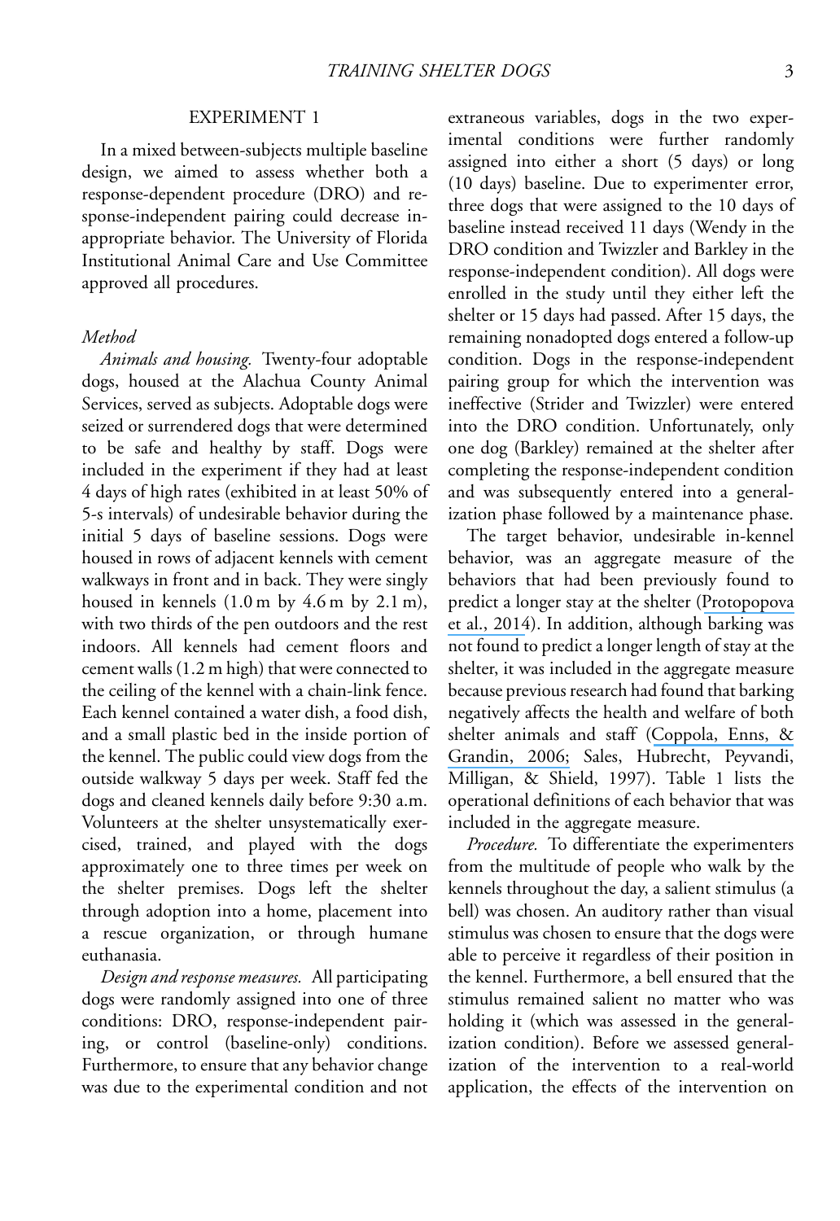## EXPERIMENT 1

In a mixed between-subjects multiple baseline design, we aimed to assess whether both a response-dependent procedure (DRO) and response-independent pairing could decrease inappropriate behavior. The University of Florida Institutional Animal Care and Use Committee approved all procedures.

### *Method*

*Animals and housing.* Twenty-four adoptable dogs, housed at the Alachua County Animal Services, served as subjects. Adoptable dogs were seized or surrendered dogs that were determined to be safe and healthy by staff. Dogs were included in the experiment if they had at least 4 days of high rates (exhibited in at least 50% of 5-s intervals) of undesirable behavior during the initial 5 days of baseline sessions. Dogs were housed in rows of adjacent kennels with cement walkways in front and in back. They were singly housed in kennels (1.0 m by 4.6 m by 2.1 m), with two thirds of the pen outdoors and the rest indoors. All kennels had cement floors and cement walls (1.2 m high) that were connected to the ceiling of the kennel with a chain-link fence. Each kennel contained a water dish, a food dish, and a small plastic bed in the inside portion of the kennel. The public could view dogs from the outside walkway 5 days per week. Staff fed the dogs and cleaned kennels daily before 9:30 a.m. Volunteers at the shelter unsystematically exercised, trained, and played with the dogs approximately one to three times per week on the shelter premises. Dogs left the shelter through adoption into a home, placement into a rescue organization, or through humane euthanasia.

*Design and response measures.* All participating dogs were randomly assigned into one of three conditions: DRO, response-independent pairing, or control (baseline-only) conditions. Furthermore, to ensure that any behavior change was due to the experimental condition and not extraneous variables, dogs in the two experimental conditions were further randomly assigned into either a short (5 days) or long (10 days) baseline. Due to experimenter error, three dogs that were assigned to the 10 days of baseline instead received 11 days (Wendy in the DRO condition and Twizzler and Barkley in the response-independent condition). All dogs were enrolled in the study until they either left the shelter or 15 days had passed. After 15 days, the remaining nonadopted dogs entered a follow-up condition. Dogs in the response-independent pairing group for which the intervention was ineffective (Strider and Twizzler) were entered into the DRO condition. Unfortunately, only one dog (Barkley) remained at the shelter after completing the response-independent condition and was subsequently entered into a generalization phase followed by a maintenance phase.

The target behavior, undesirable in-kennel behavior, was an aggregate measure of the behaviors that had been previously found to predict a longer stay at the shelter (Protopopova et al., 2014). In addition, although barking was not found to predict a longer length of stay at the shelter, it was included in the aggregate measure because previous research had found that barking negatively affects the health and welfare of both shelter animals and staff (Coppola, Enns, & Grandin, 2006; Sales, Hubrecht, Peyvandi, Milligan, & Shield, 1997). Table 1 lists the operational definitions of each behavior that was included in the aggregate measure.

*Procedure.* To differentiate the experimenters from the multitude of people who walk by the kennels throughout the day, a salient stimulus (a bell) was chosen. An auditory rather than visual stimulus was chosen to ensure that the dogs were able to perceive it regardless of their position in the kennel. Furthermore, a bell ensured that the stimulus remained salient no matter who was holding it (which was assessed in the generalization condition). Before we assessed generalization of the intervention to a real-world application, the effects of the intervention on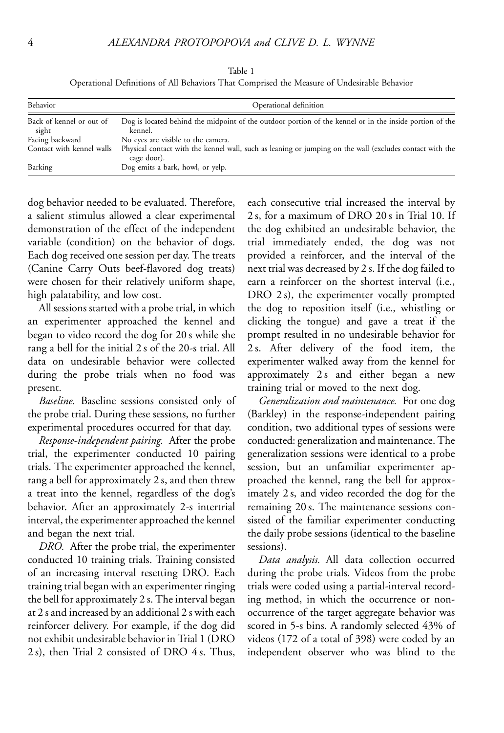Table 1

Operational Definitions of All Behaviors That Comprised the Measure of Undesirable Behavior

| Behavior | Operational definition |
|---|---|
| Back of kennel or out of sight | Dog is located behind the midpoint of the outdoor portion of the kennel or in the inside portion of the kennel. |
| Facing backward | No eyes are visible to the camera. |
| Contact with kennel walls | Physical contact with the kennel wall, such as leaning or jumping on the wall (excludes contact with the cage door). |
| Barking | Dog emits a bark, howl, or yelp. |

dog behavior needed to be evaluated. Therefore, a salient stimulus allowed a clear experimental demonstration of the effect of the independent variable (condition) on the behavior of dogs. Each dog received one session per day. The treats (Canine Carry Outs beef-flavored dog treats) were chosen for their relatively uniform shape, high palatability, and low cost.

All sessions started with a probe trial, in which an experimenter approached the kennel and began to video record the dog for 20 s while she rang a bell for the initial 2 s of the 20-s trial. All data on undesirable behavior were collected during the probe trials when no food was present.

*Baseline.* Baseline sessions consisted only of the probe trial. During these sessions, no further experimental procedures occurred for that day.

*Response-independent pairing.* After the probe trial, the experimenter conducted 10 pairing trials. The experimenter approached the kennel, rang a bell for approximately 2 s, and then threw a treat into the kennel, regardless of the dog's behavior. After an approximately 2-s intertrial interval, the experimenter approached the kennel and began the next trial.

*DRO.* After the probe trial, the experimenter conducted 10 training trials. Training consisted of an increasing interval resetting DRO. Each training trial began with an experimenter ringing the bell for approximately 2 s. The interval began at 2 s and increased by an additional 2 s with each reinforcer delivery. For example, if the dog did not exhibit undesirable behavior in Trial 1 (DRO 2 s), then Trial 2 consisted of DRO 4 s. Thus, each consecutive trial increased the interval by 2 s, for a maximum of DRO 20 s in Trial 10. If the dog exhibited an undesirable behavior, the trial immediately ended, the dog was not provided a reinforcer, and the interval of the next trial was decreased by 2 s. If the dog failed to earn a reinforcer on the shortest interval (i.e., DRO 2 s), the experimenter vocally prompted the dog to reposition itself (i.e., whistling or clicking the tongue) and gave a treat if the prompt resulted in no undesirable behavior for 2 s. After delivery of the food item, the experimenter walked away from the kennel for approximately 2 s and either began a new training trial or moved to the next dog.

*Generalization and maintenance.* For one dog (Barkley) in the response-independent pairing condition, two additional types of sessions were conducted: generalization and maintenance. The generalization sessions were identical to a probe session, but an unfamiliar experimenter approached the kennel, rang the bell for approximately 2 s, and video recorded the dog for the remaining 20 s. The maintenance sessions consisted of the familiar experimenter conducting the daily probe sessions (identical to the baseline sessions).

*Data analysis.* All data collection occurred during the probe trials. Videos from the probe trials were coded using a partial-interval recording method, in which the occurrence or nonoccurrence of the target aggregate behavior was scored in 5-s bins. A randomly selected 43% of videos (172 of a total of 398) were coded by an independent observer who was blind to the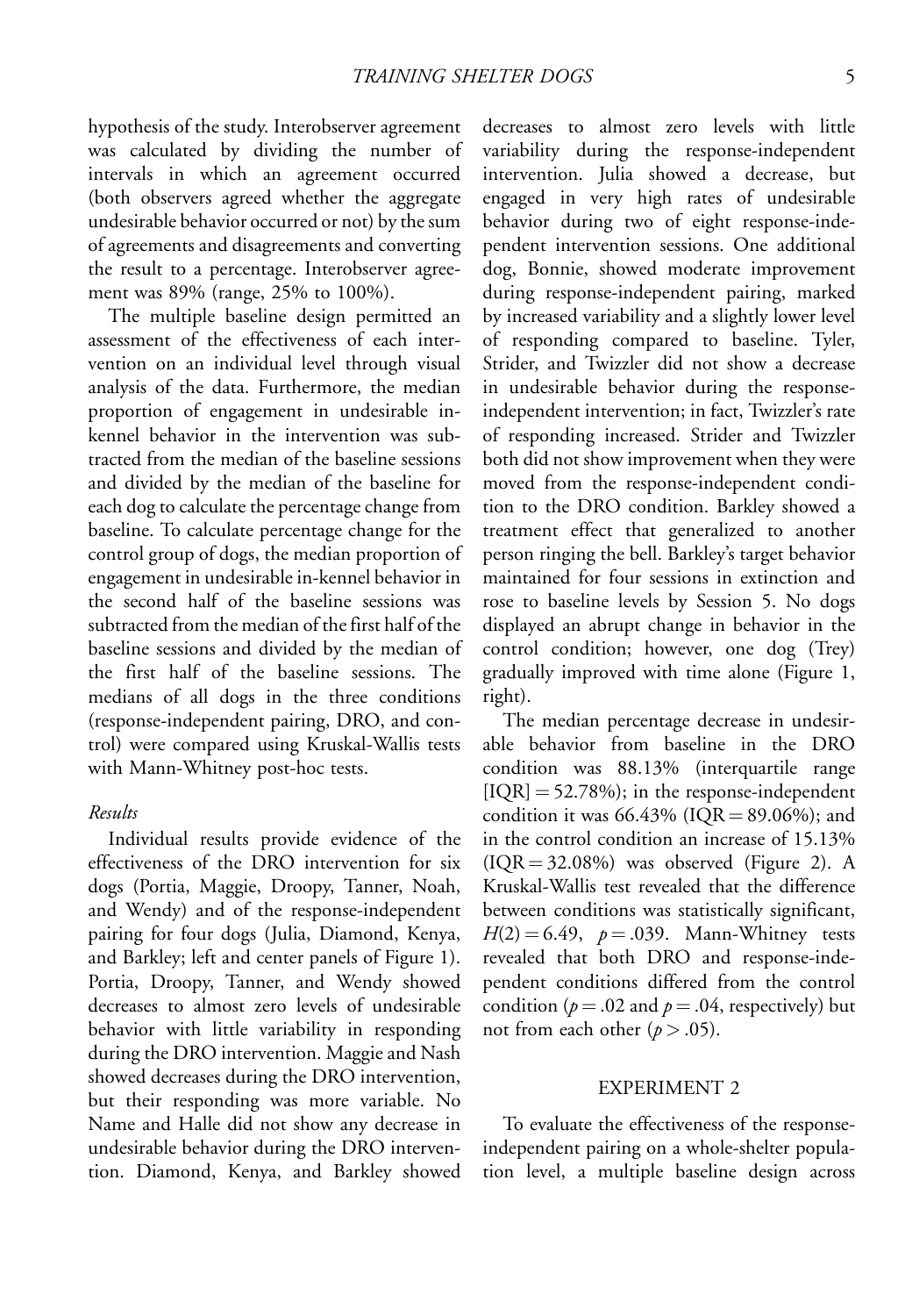hypothesis of the study. Interobserver agreement was calculated by dividing the number of intervals in which an agreement occurred (both observers agreed whether the aggregate undesirable behavior occurred or not) by the sum of agreements and disagreements and converting the result to a percentage. Interobserver agreement was 89% (range, 25% to 100%).

The multiple baseline design permitted an assessment of the effectiveness of each intervention on an individual level through visual analysis of the data. Furthermore, the median proportion of engagement in undesirable in-kennel behavior in the intervention was subtracted from the median of the baseline sessions and divided by the median of the baseline for each dog to calculate the percentage change from baseline. To calculate percentage change for the control group of dogs, the median proportion of engagement in undesirable in-kennel behavior in the second half of the baseline sessions was subtracted from the median of the first half of the baseline sessions and divided by the median of the first half of the baseline sessions. The medians of all dogs in the three conditions (response-independent pairing, DRO, and control) were compared using Kruskal-Wallis tests with Mann-Whitney post-hoc tests.

### *Results*

Individual results provide evidence of the effectiveness of the DRO intervention for six dogs (Portia, Maggie, Droopy, Tanner, Noah, and Wendy) and of the response-independent pairing for four dogs (Julia, Diamond, Kenya, and Barkley; left and center panels of Figure 1). Portia, Droopy, Tanner, and Wendy showed decreases to almost zero levels of undesirable behavior with little variability in responding during the DRO intervention. Maggie and Nash showed decreases during the DRO intervention, but their responding was more variable. No Name and Halle did not show any decrease in undesirable behavior during the DRO intervention. Diamond, Kenya, and Barkley showed decreases to almost zero levels with little variability during the response-independent intervention. Julia showed a decrease, but engaged in very high rates of undesirable behavior during two of eight response-independent intervention sessions. One additional dog, Bonnie, showed moderate improvement during response-independent pairing, marked by increased variability and a slightly lower level of responding compared to baseline. Tyler, Strider, and Twizzler did not show a decrease in undesirable behavior during the response-independent intervention; in fact, Twizzler's rate of responding increased. Strider and Twizzler both did not show improvement when they were moved from the response-independent condition to the DRO condition. Barkley showed a treatment effect that generalized to another person ringing the bell. Barkley's target behavior maintained for four sessions in extinction and rose to baseline levels by Session 5. No dogs displayed an abrupt change in behavior in the control condition; however, one dog (Trey) gradually improved with time alone (Figure 1, right).

The median percentage decrease in undesirable behavior from baseline in the DRO condition was 88.13% (interquartile range [IQR] = 52.78%); in the response-independent condition it was 66.43% (IQR = 89.06%); and in the control condition an increase of 15.13% (IQR = 32.08%) was observed (Figure 2). A Kruskal-Wallis test revealed that the difference between conditions was statistically significant, $H(2) = 6.49$, $p = .039$. Mann-Whitney tests revealed that both DRO and response-independent conditions differed from the control condition ($p = .02$ and $p = .04$, respectively) but not from each other ($p > .05$).

## EXPERIMENT 2

To evaluate the effectiveness of the response-independent pairing on a whole-shelter population level, a multiple baseline design across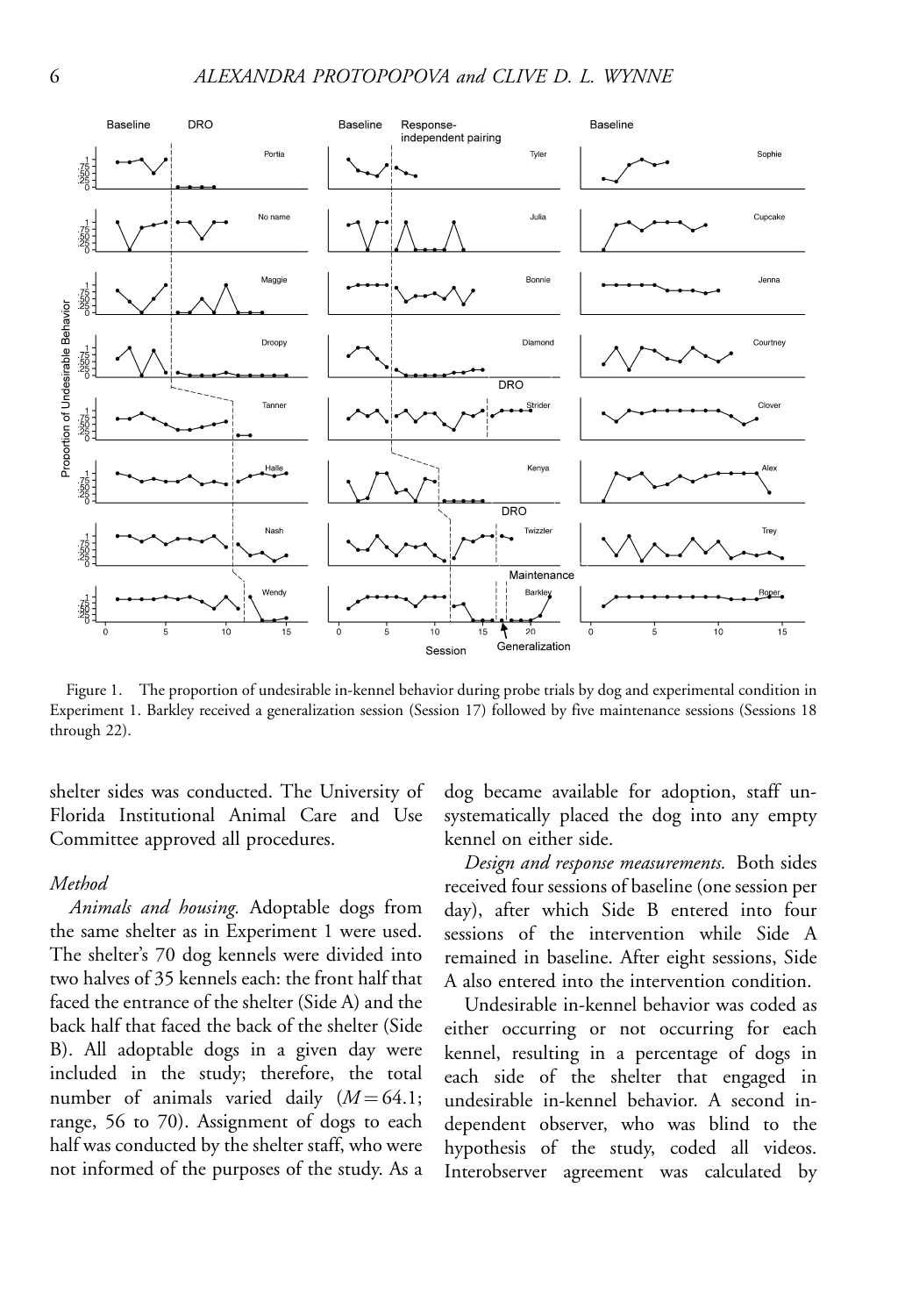Figure 1. The proportion of undesirable in-kennel behavior during probe trials by dog and experimental condition in Experiment 1. Barkley received a generalization session (Session 17) followed by five maintenance sessions (Sessions 18 through 22).

shelter sides was conducted. The University of Florida Institutional Animal Care and Use Committee approved all procedures.

### Method

*Animals and housing.* Adoptable dogs from the same shelter as in Experiment 1 were used. The shelter's 70 dog kennels were divided into two halves of 35 kennels each: the front half that faced the entrance of the shelter (Side A) and the back half that faced the back of the shelter (Side B). All adoptable dogs in a given day were included in the study; therefore, the total number of animals varied daily ($M = 64.1$; range, 56 to 70). Assignment of dogs to each half was conducted by the shelter staff, who were not informed of the purposes of the study. As a dog became available for adoption, staff unsystematically placed the dog into any empty kennel on either side.

*Design and response measurements.* Both sides received four sessions of baseline (one session per day), after which Side B entered into four sessions of the intervention while Side A remained in baseline. After eight sessions, Side A also entered into the intervention condition.

Undesirable in-kennel behavior was coded as either occurring or not occurring for each kennel, resulting in a percentage of dogs in each side of the shelter that engaged in undesirable in-kennel behavior. A second independent observer, who was blind to the hypothesis of the study, coded all videos. Interobserver agreement was calculated by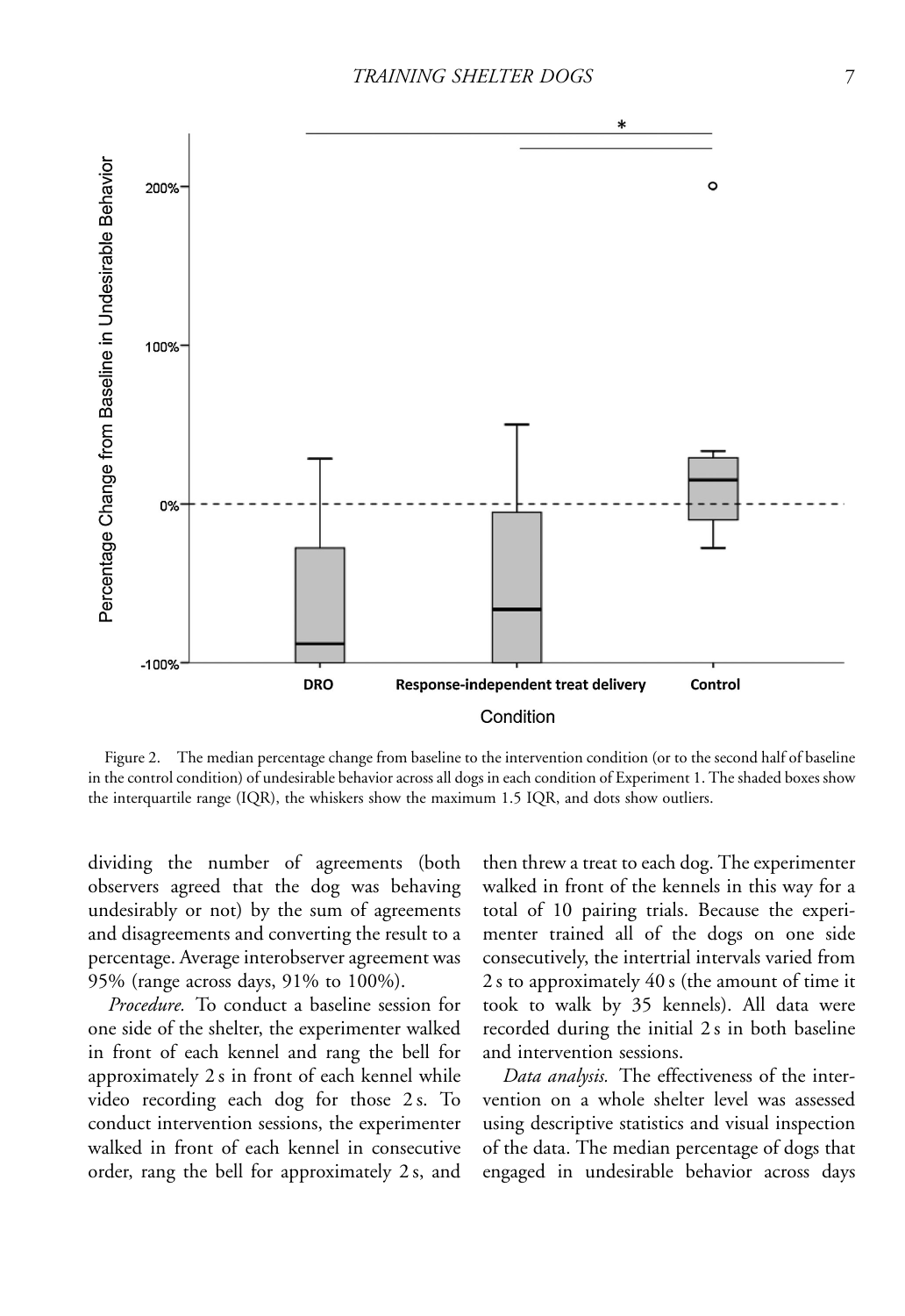Figure 2. The median percentage change from baseline to the intervention condition (or to the second half of baseline in the control condition) of undesirable behavior across all dogs in each condition of Experiment 1. The shaded boxes show the interquartile range (IQR), the whiskers show the maximum 1.5 IQR, and dots show outliers.

dividing the number of agreements (both observers agreed that the dog was behaving undesirably or not) by the sum of agreements and disagreements and converting the result to a percentage. Average interobserver agreement was 95% (range across days, 91% to 100%).

*Procedure.* To conduct a baseline session for one side of the shelter, the experimenter walked in front of each kennel and rang the bell for approximately 2 s in front of each kennel while video recording each dog for those 2 s. To conduct intervention sessions, the experimenter walked in front of each kennel in consecutive order, rang the bell for approximately 2 s, and then threw a treat to each dog. The experimenter walked in front of the kennels in this way for a total of 10 pairing trials. Because the experimenter trained all of the dogs on one side consecutively, the intertrial intervals varied from 2 s to approximately 40 s (the amount of time it took to walk by 35 kennels). All data were recorded during the initial 2 s in both baseline and intervention sessions.

*Data analysis.* The effectiveness of the intervention on a whole shelter level was assessed using descriptive statistics and visual inspection of the data. The median percentage of dogs that engaged in undesirable behavior across days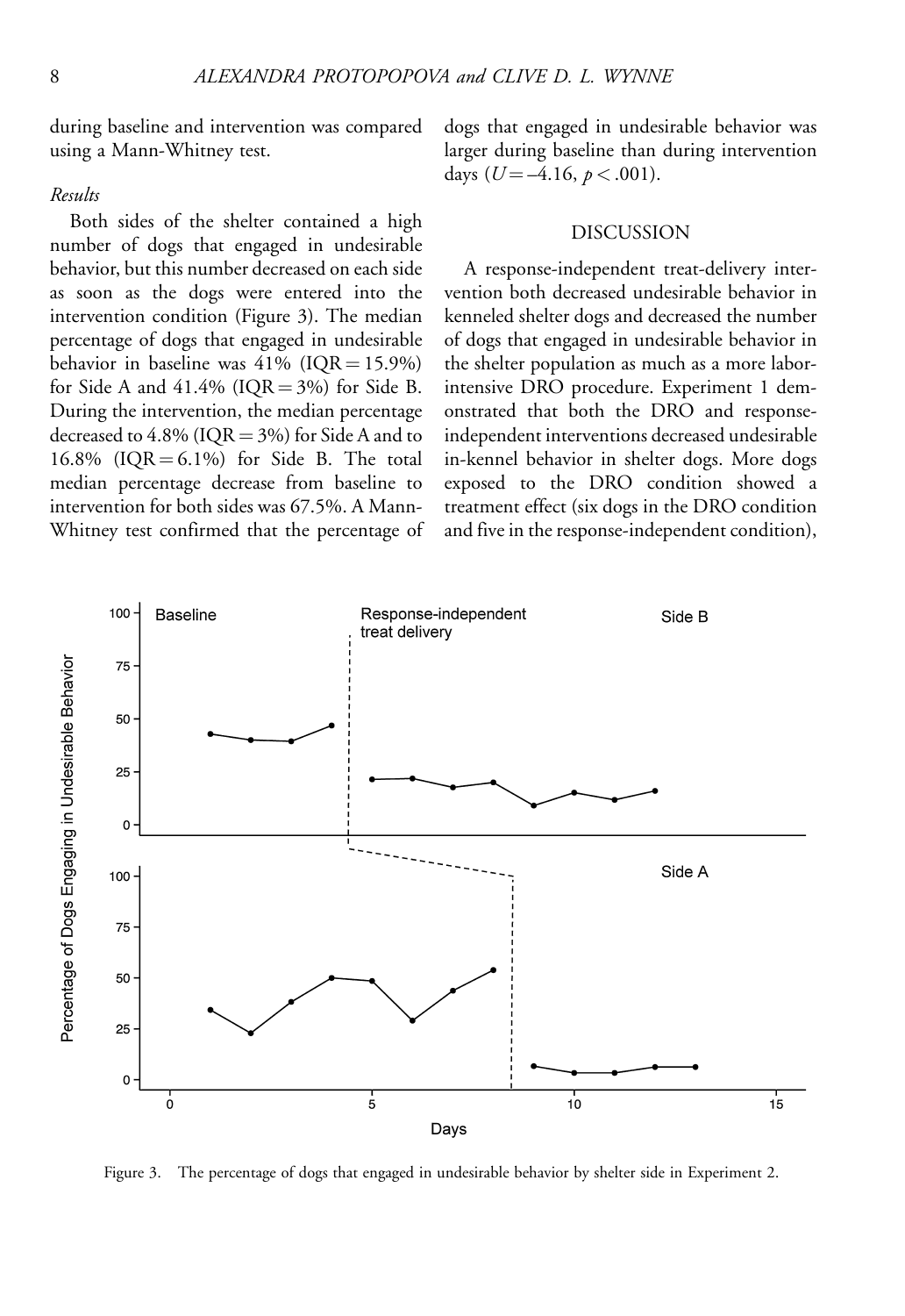during baseline and intervention was compared using a Mann-Whitney test.

### *Results*

Both sides of the shelter contained a high number of dogs that engaged in undesirable behavior, but this number decreased on each side as soon as the dogs were entered into the intervention condition (Figure 3). The median percentage of dogs that engaged in undesirable behavior in baseline was 41% (IQR = 15.9%) for Side A and 41.4% (IQR = 3%) for Side B. During the intervention, the median percentage decreased to 4.8% (IQR = 3%) for Side A and to 16.8% (IQR = 6.1%) for Side B. The total median percentage decrease from baseline to intervention for both sides was 67.5%. A Mann-Whitney test confirmed that the percentage of dogs that engaged in undesirable behavior was larger during baseline than during intervention days ($U = -4.16$, $p < .001$).

## DISCUSSION

A response-independent treat-delivery intervention both decreased undesirable behavior in kenneled shelter dogs and decreased the number of dogs that engaged in undesirable behavior in the shelter population as much as a more labor-intensive DRO procedure. Experiment 1 demonstrated that both the DRO and response-independent interventions decreased undesirable in-kennel behavior in shelter dogs. More dogs exposed to the DRO condition showed a treatment effect (six dogs in the DRO condition and five in the response-independent condition),

Figure 3. The percentage of dogs that engaged in undesirable behavior by shelter side in Experiment 2.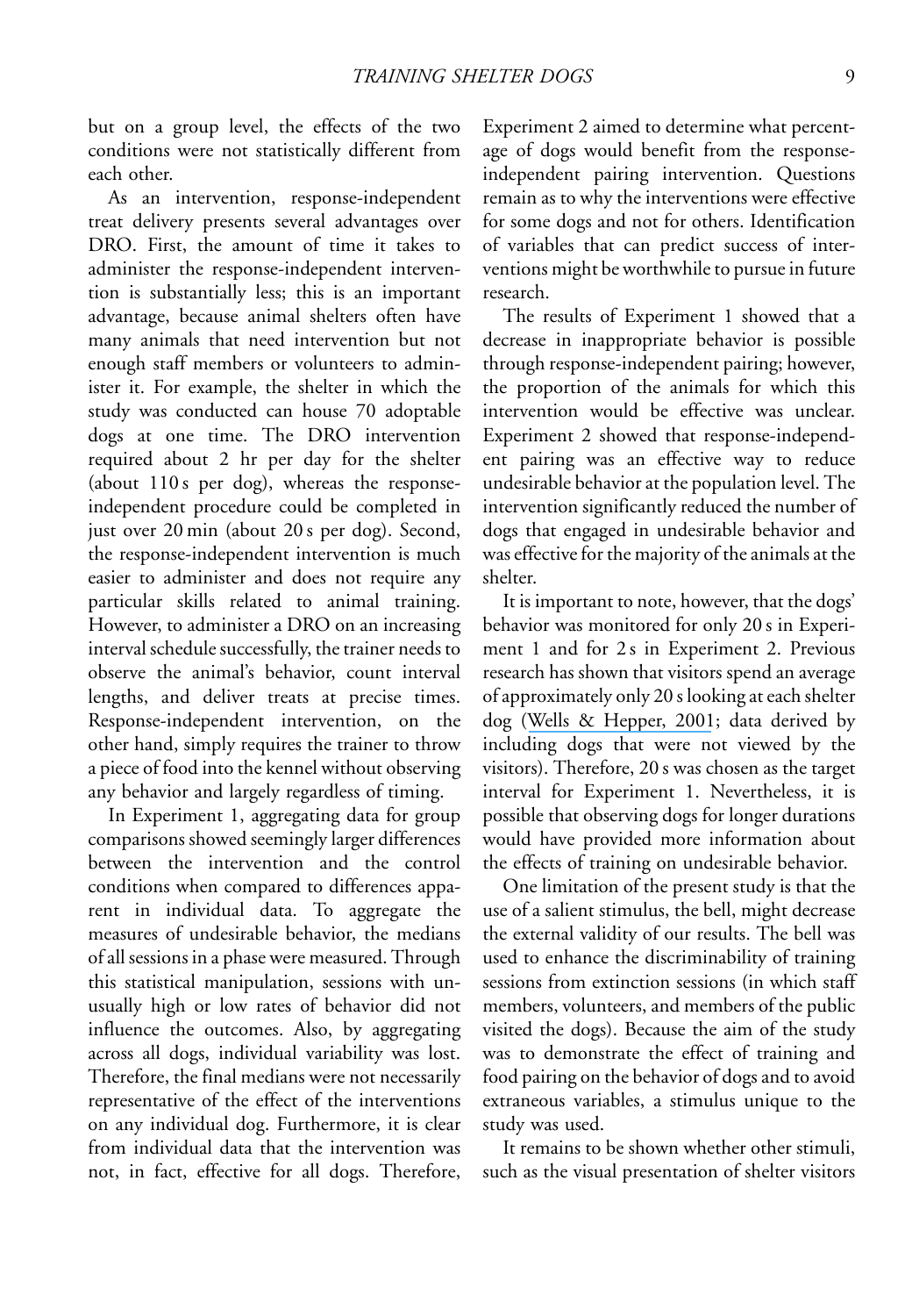but on a group level, the effects of the two conditions were not statistically different from each other.

As an intervention, response-independent treat delivery presents several advantages over DRO. First, the amount of time it takes to administer the response-independent intervention is substantially less; this is an important advantage, because animal shelters often have many animals that need intervention but not enough staff members or volunteers to administer it. For example, the shelter in which the study was conducted can house 70 adoptable dogs at one time. The DRO intervention required about 2 hr per day for the shelter (about 110 s per dog), whereas the response-independent procedure could be completed in just over 20 min (about 20 s per dog). Second, the response-independent intervention is much easier to administer and does not require any particular skills related to animal training. However, to administer a DRO on an increasing interval schedule successfully, the trainer needs to observe the animal's behavior, count interval lengths, and deliver treats at precise times. Response-independent intervention, on the other hand, simply requires the trainer to throw a piece of food into the kennel without observing any behavior and largely regardless of timing.

In Experiment 1, aggregating data for group comparisons showed seemingly larger differences between the intervention and the control conditions when compared to differences apparent in individual data. To aggregate the measures of undesirable behavior, the medians of all sessions in a phase were measured. Through this statistical manipulation, sessions with unusually high or low rates of behavior did not influence the outcomes. Also, by aggregating across all dogs, individual variability was lost. Therefore, the final medians were not necessarily representative of the effect of the interventions on any individual dog. Furthermore, it is clear from individual data that the intervention was not, in fact, effective for all dogs. Therefore, Experiment 2 aimed to determine what percentage of dogs would benefit from the response-independent pairing intervention. Questions remain as to why the interventions were effective for some dogs and not for others. Identification of variables that can predict success of interventions might be worthwhile to pursue in future research.

The results of Experiment 1 showed that a decrease in inappropriate behavior is possible through response-independent pairing; however, the proportion of the animals for which this intervention would be effective was unclear. Experiment 2 showed that response-independent pairing was an effective way to reduce undesirable behavior at the population level. The intervention significantly reduced the number of dogs that engaged in undesirable behavior and was effective for the majority of the animals at the shelter.

It is important to note, however, that the dogs' behavior was monitored for only 20 s in Experiment 1 and for 2 s in Experiment 2. Previous research has shown that visitors spend an average of approximately only 20 s looking at each shelter dog (Wells & Hepper, 2001; data derived by including dogs that were not viewed by the visitors). Therefore, 20 s was chosen as the target interval for Experiment 1. Nevertheless, it is possible that observing dogs for longer durations would have provided more information about the effects of training on undesirable behavior.

One limitation of the present study is that the use of a salient stimulus, the bell, might decrease the external validity of our results. The bell was used to enhance the discriminability of training sessions from extinction sessions (in which staff members, volunteers, and members of the public visited the dogs). Because the aim of the study was to demonstrate the effect of training and food pairing on the behavior of dogs and to avoid extraneous variables, a stimulus unique to the study was used.

It remains to be shown whether other stimuli, such as the visual presentation of shelter visitors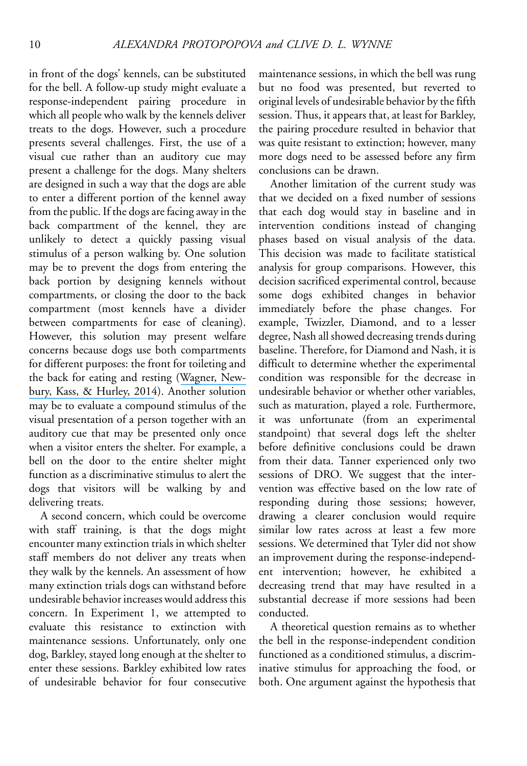in front of the dogs' kennels, can be substituted for the bell. A follow-up study might evaluate a response-independent pairing procedure in which all people who walk by the kennels deliver treats to the dogs. However, such a procedure presents several challenges. First, the use of a visual cue rather than an auditory cue may present a challenge for the dogs. Many shelters are designed in such a way that the dogs are able to enter a different portion of the kennel away from the public. If the dogs are facing away in the back compartment of the kennel, they are unlikely to detect a quickly passing visual stimulus of a person walking by. One solution may be to prevent the dogs from entering the back portion by designing kennels without compartments, or closing the door to the back compartment (most kennels have a divider between compartments for ease of cleaning). However, this solution may present welfare concerns because dogs use both compartments for different purposes: the front for toileting and the back for eating and resting (Wagner, Newbury, Kass, & Hurley, 2014). Another solution may be to evaluate a compound stimulus of the visual presentation of a person together with an auditory cue that may be presented only once when a visitor enters the shelter. For example, a bell on the door to the entire shelter might function as a discriminative stimulus to alert the dogs that visitors will be walking by and delivering treats.

A second concern, which could be overcome with staff training, is that the dogs might encounter many extinction trials in which shelter staff members do not deliver any treats when they walk by the kennels. An assessment of how many extinction trials dogs can withstand before undesirable behavior increases would address this concern. In Experiment 1, we attempted to evaluate this resistance to extinction with maintenance sessions. Unfortunately, only one dog, Barkley, stayed long enough at the shelter to enter these sessions. Barkley exhibited low rates of undesirable behavior for four consecutive maintenance sessions, in which the bell was rung but no food was presented, but reverted to original levels of undesirable behavior by the fifth session. Thus, it appears that, at least for Barkley, the pairing procedure resulted in behavior that was quite resistant to extinction; however, many more dogs need to be assessed before any firm conclusions can be drawn.

Another limitation of the current study was that we decided on a fixed number of sessions that each dog would stay in baseline and in intervention conditions instead of changing phases based on visual analysis of the data. This decision was made to facilitate statistical analysis for group comparisons. However, this decision sacrificed experimental control, because some dogs exhibited changes in behavior immediately before the phase changes. For example, Twizzler, Diamond, and to a lesser degree, Nash all showed decreasing trends during baseline. Therefore, for Diamond and Nash, it is difficult to determine whether the experimental condition was responsible for the decrease in undesirable behavior or whether other variables, such as maturation, played a role. Furthermore, it was unfortunate (from an experimental standpoint) that several dogs left the shelter before definitive conclusions could be drawn from their data. Tanner experienced only two sessions of DRO. We suggest that the intervention was effective based on the low rate of responding during those sessions; however, drawing a clearer conclusion would require similar low rates across at least a few more sessions. We determined that Tyler did not show an improvement during the response-independent intervention; however, he exhibited a decreasing trend that may have resulted in a substantial decrease if more sessions had been conducted.

A theoretical question remains as to whether the bell in the response-independent condition functioned as a conditioned stimulus, a discriminative stimulus for approaching the food, or both. One argument against the hypothesis that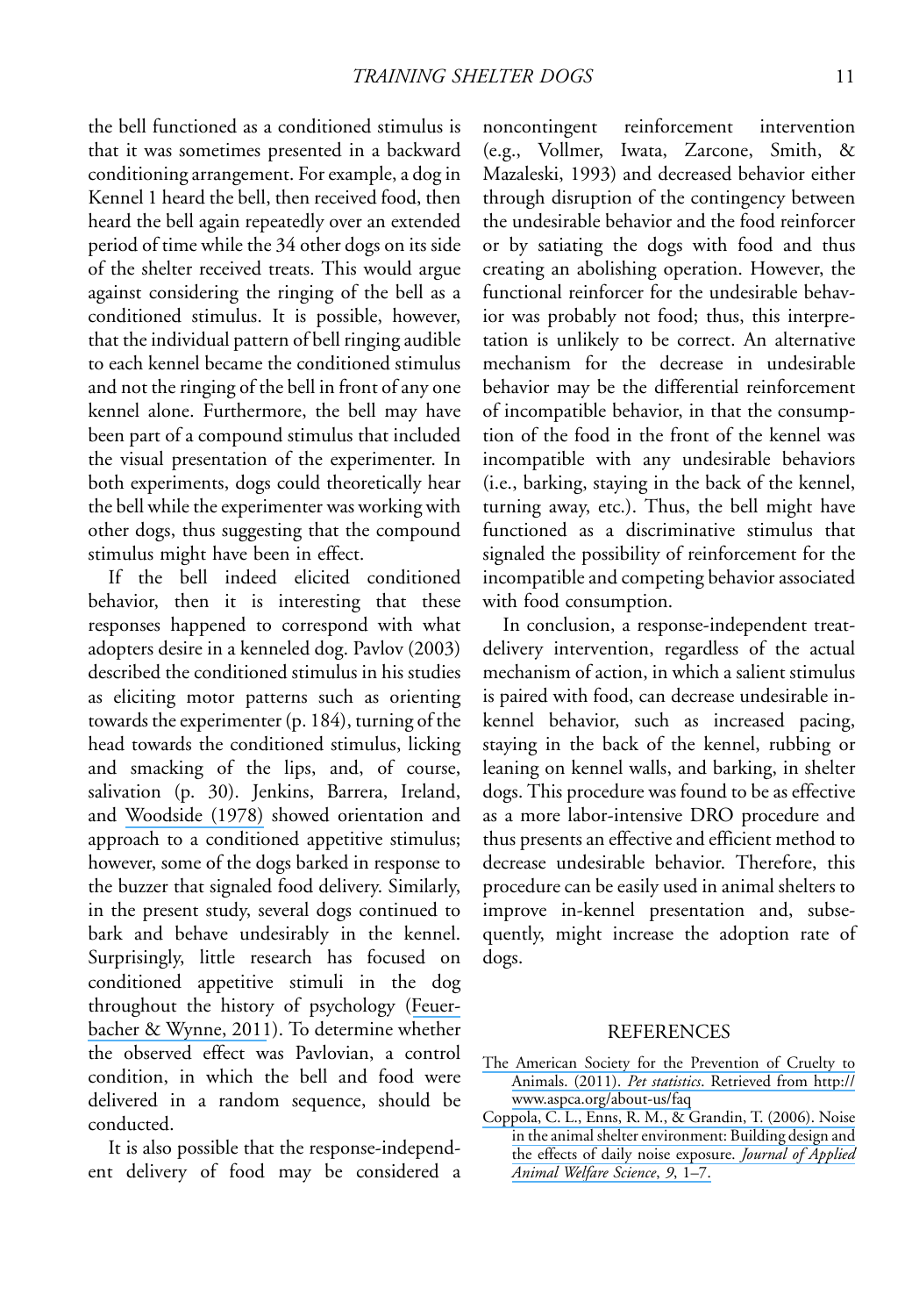the bell functioned as a conditioned stimulus is that it was sometimes presented in a backward conditioning arrangement. For example, a dog in Kennel 1 heard the bell, then received food, then heard the bell again repeatedly over an extended period of time while the 34 other dogs on its side of the shelter received treats. This would argue against considering the ringing of the bell as a conditioned stimulus. It is possible, however, that the individual pattern of bell ringing audible to each kennel became the conditioned stimulus and not the ringing of the bell in front of any one kennel alone. Furthermore, the bell may have been part of a compound stimulus that included the visual presentation of the experimenter. In both experiments, dogs could theoretically hear the bell while the experimenter was working with other dogs, thus suggesting that the compound stimulus might have been in effect.

If the bell indeed elicited conditioned behavior, then it is interesting that these responses happened to correspond with what adopters desire in a kenneled dog. Pavlov (2003) described the conditioned stimulus in his studies as eliciting motor patterns such as orienting towards the experimenter (p. 184), turning of the head towards the conditioned stimulus, licking and smacking of the lips, and, of course, salivation (p. 30). Jenkins, Barrera, Ireland, and Woodside (1978) showed orientation and approach to a conditioned appetitive stimulus; however, some of the dogs barked in response to the buzzer that signaled food delivery. Similarly, in the present study, several dogs continued to bark and behave undesirably in the kennel. Surprisingly, little research has focused on conditioned appetitive stimuli in the dog throughout the history of psychology (Feuerbacher & Wynne, 2011). To determine whether the observed effect was Pavlovian, a control condition, in which the bell and food were delivered in a random sequence, should be conducted.

It is also possible that the response-independent delivery of food may be considered a noncontingent reinforcement intervention (e.g., Vollmer, Iwata, Zarcone, Smith, & Mazaleski, 1993) and decreased behavior either through disruption of the contingency between the undesirable behavior and the food reinforcer or by satiating the dogs with food and thus creating an abolishing operation. However, the functional reinforcer for the undesirable behavior was probably not food; thus, this interpretation is unlikely to be correct. An alternative mechanism for the decrease in undesirable behavior may be the differential reinforcement of incompatible behavior, in that the consumption of the food in the front of the kennel was incompatible with any undesirable behaviors (i.e., barking, staying in the back of the kennel, turning away, etc.). Thus, the bell might have functioned as a discriminative stimulus that signaled the possibility of reinforcement for the incompatible and competing behavior associated with food consumption.

In conclusion, a response-independent treat-delivery intervention, regardless of the actual mechanism of action, in which a salient stimulus is paired with food, can decrease undesirable in-kennel behavior, such as increased pacing, staying in the back of the kennel, rubbing or leaning on kennel walls, and barking, in shelter dogs. This procedure was found to be as effective as a more labor-intensive DRO procedure and thus presents an effective and efficient method to decrease undesirable behavior. Therefore, this procedure can be easily used in animal shelters to improve in-kennel presentation and, subsequently, might increase the adoption rate of dogs.

## REFERENCES

The American Society for the Prevention of Cruelty to Animals. (2011). *Pet statistics*. Retrieved from http://www.aspca.org/about-us/faq

Coppola, C. L., Enns, R. M., & Grandin, T. (2006). Noise in the animal shelter environment: Building design and the effects of daily noise exposure. *Journal of Applied Animal Welfare Science*, *9*, 1–7.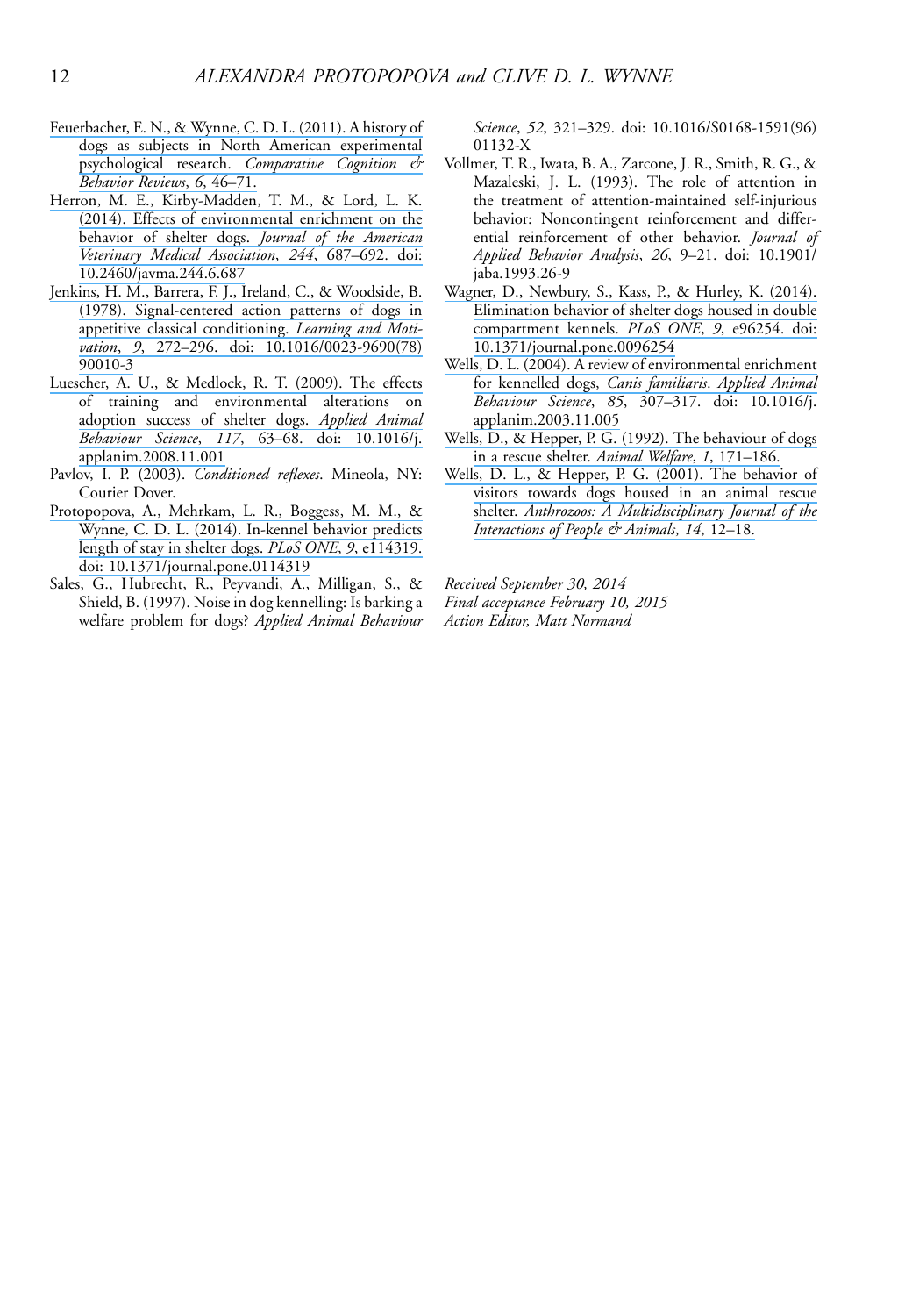Feuerbacher, E. N., & Wynne, C. D. L. (2011). A history of dogs as subjects in North American experimental psychological research. *Comparative Cognition & Behavior Reviews*, *6*, 46–71.

Herron, M. E., Kirby-Madden, T. M., & Lord, L. K. (2014). Effects of environmental enrichment on the behavior of shelter dogs. *Journal of the American Veterinary Medical Association*, *244*, 687–692. doi: 10.2460/javma.244.6.687

Jenkins, H. M., Barrera, F. J., Ireland, C., & Woodside, B. (1978). Signal-centered action patterns of dogs in appetitive classical conditioning. *Learning and Motivation*, *9*, 272–296. doi: 10.1016/0023-9690(78)90010-3

Luescher, A. U., & Medlock, R. T. (2009). The effects of training and environmental alterations on adoption success of shelter dogs. *Applied Animal Behaviour Science*, *117*, 63–68. doi: 10.1016/j.applanim.2008.11.001

Pavlov, I. P. (2003). *Conditioned reflexes*. Mineola, NY: Courier Dover.

Protopopova, A., Mehrkam, L. R., Boggess, M. M., & Wynne, C. D. L. (2014). In-kennel behavior predicts length of stay in shelter dogs. *PLoS ONE*, *9*, e114319. doi: 10.1371/journal.pone.0114319

Sales, G., Hubrecht, R., Peyvandi, A., Milligan, S., & Shield, B. (1997). Noise in dog kennelling: Is barking a welfare problem for dogs? *Applied Animal Behaviour Science*, *52*, 321–329. doi: 10.1016/S0168-1591(96)01132-X

Vollmer, T. R., Iwata, B. A., Zarcone, J. R., Smith, R. G., & Mazaleski, J. L. (1993). The role of attention in the treatment of attention-maintained self-injurious behavior: Noncontingent reinforcement and differential reinforcement of other behavior. *Journal of Applied Behavior Analysis*, *26*, 9–21. doi: 10.1901/jaba.1993.26-9

Wagner, D., Newbury, S., Kass, P., & Hurley, K. (2014). Elimination behavior of shelter dogs housed in double compartment kennels. *PLoS ONE*, *9*, e96254. doi: 10.1371/journal.pone.0096254

Wells, D. L. (2004). A review of environmental enrichment for kennelled dogs, *Canis familiaris*. *Applied Animal Behaviour Science*, *85*, 307–317. doi: 10.1016/j.applanim.2003.11.005

Wells, D., & Hepper, P. G. (1992). The behaviour of dogs in a rescue shelter. *Animal Welfare*, *1*, 171–186.

Wells, D. L., & Hepper, P. G. (2001). The behavior of visitors towards dogs housed in an animal rescue shelter. *Anthrozoos: A Multidisciplinary Journal of the Interactions of People & Animals*, *14*, 12–18.

*Received September 30, 2014*
*Final acceptance February 10, 2015*
*Action Editor, Matt Normand*